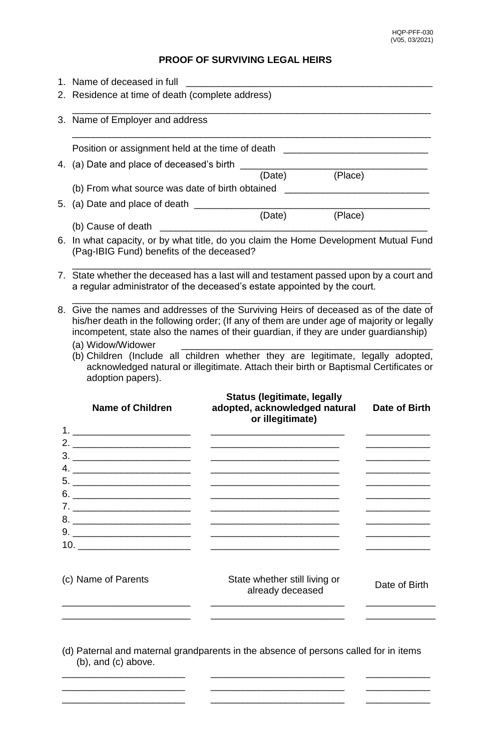HQP-PFF-030
(V05, 03/2021)

# PROOF OF SURVIVING LEGAL HEIRS

1. Name of deceased in full ________________________________________________
2. Residence at time of death (complete address)

   ________________________________________________________________________
3. Name of Employer and address

   ________________________________________________________________________

   Position or assignment held at the time of death ___________________________
4. (a) Date and place of deceased's birth ___________________________________
   (Date) (Place)

   (b) From what source was date of birth obtained ___________________________
5. (a) Date and place of death _____________________________________________
   (Date) (Place)

   (b) Cause of death ____________________________________________________
6. In what capacity, or by what title, do you claim the Home Development Mutual Fund (Pag-IBIG Fund) benefits of the deceased?

   ________________________________________________________________________
7. State whether the deceased has a last will and testament passed upon by a court and a regular administrator of the deceased's estate appointed by the court.

   ________________________________________________________________________
8. Give the names and addresses of the Surviving Heirs of deceased as of the date of his/her death in the following order; (If any of them are under age of majority or legally incompetent, state also the names of their guardian, if they are under guardianship)

   (a) Widow/Widower ________________________________________________

   (b) Children (Include all children whether they are legitimate, legally adopted, acknowledged natural or illegitimate. Attach their birth or Baptismal Certificates or adoption papers).

| Name of Children | Status (legitimate, legally adopted, acknowledged natural or illegitimate) | Date of Birth |
|---|---|---|
| 1. | | |
| 2. | | |
| 3. | | |
| 4. | | |
| 5. | | |
| 6. | | |
| 7. | | |
| 8. | | |
| 9. | | |
| 10. | | |

| (c) Name of Parents | State whether still living or already deceased | Date of Birth |
|---|---|---|
| | | |
| | | |

(d) Paternal and maternal grandparents in the absence of persons called for in items (b), and (c) above.

| | | |
|---|---|---|
| | | |
| | | |
| | | |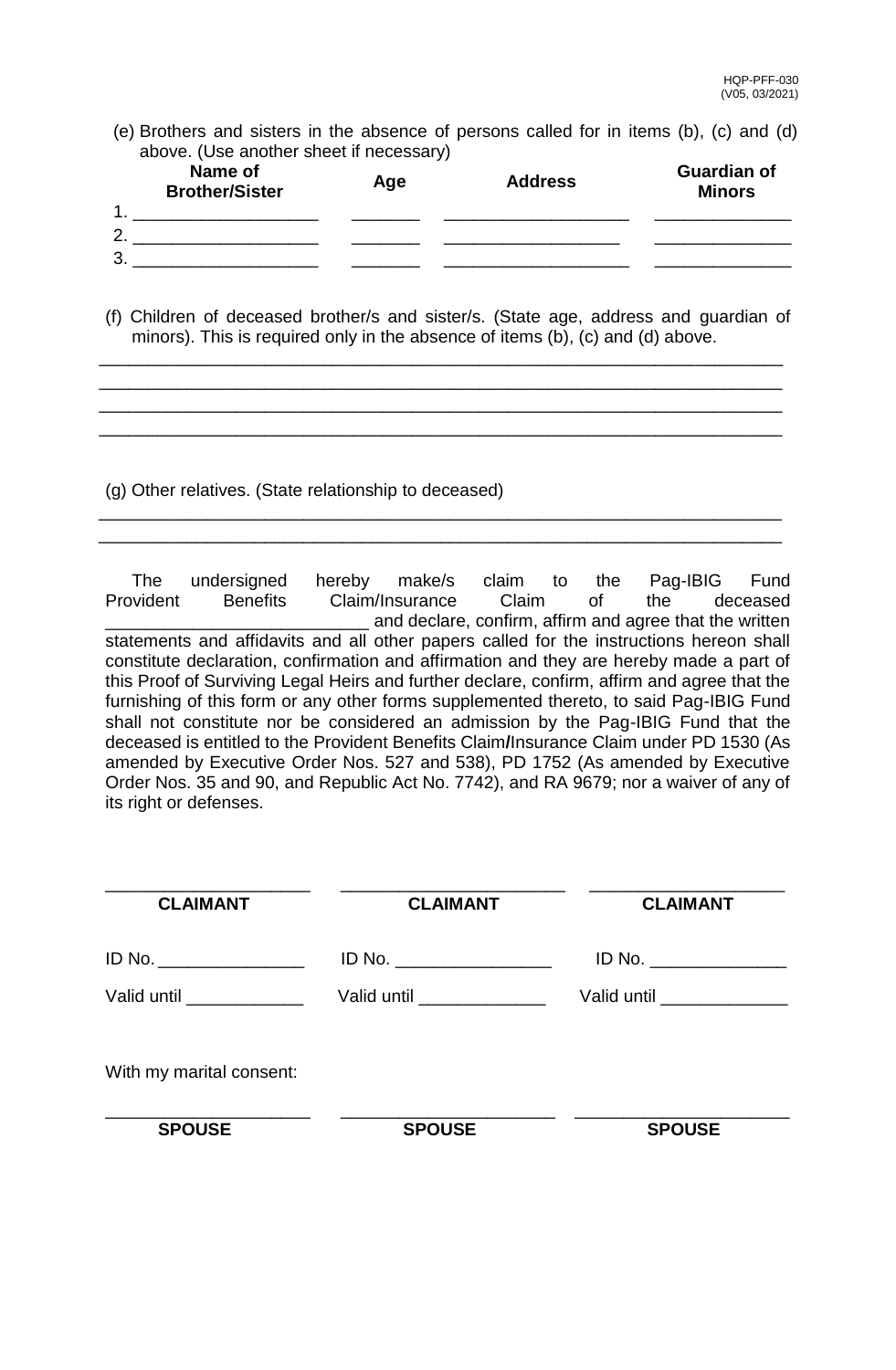HQP-PFF-030
(V05, 03/2021)

(e) Brothers and sisters in the absence of persons called for in items (b), (c) and (d) above. (Use another sheet if necessary)

| Name of Brother/Sister | Age | Address | Guardian of Minors |
|---|---|---|---|
| 1. ___________________ | _______ | ___________________ | ______________ |
| 2. ___________________ | _______ | __________________ | ______________ |
| 3. ___________________ | _______ | ___________________ | ______________ |

(f) Children of deceased brother/s and sister/s. (State age, address and guardian of minors). This is required only in the absence of items (b), (c) and (d) above.

______________________________________________________________________
______________________________________________________________________
______________________________________________________________________
______________________________________________________________________

(g) Other relatives. (State relationship to deceased)

______________________________________________________________________
______________________________________________________________________

The undersigned hereby make/s claim to the Pag-IBIG Fund Provident Benefits Claim/Insurance Claim of the deceased ___________________________ and declare, confirm, affirm and agree that the written statements and affidavits and all other papers called for the instructions hereon shall constitute declaration, confirmation and affirmation and they are hereby made a part of this Proof of Surviving Legal Heirs and further declare, confirm, affirm and agree that the furnishing of this form or any other forms supplemented thereto, to said Pag-IBIG Fund shall not constitute nor be considered an admission by the Pag-IBIG Fund that the deceased is entitled to the Provident Benefits Claim/Insurance Claim under PD 1530 (As amended by Executive Order Nos. 527 and 538), PD 1752 (As amended by Executive Order Nos. 35 and 90, and Republic Act No. 7742), and RA 9679; nor a waiver of any of its right or defenses.

| | | |
|---|---|---|
| ____________________ | ____________________ | ____________________ |
| **CLAIMANT** | **CLAIMANT** | **CLAIMANT** |
| ID No. _______________ | ID No. ________________ | ID No. ______________ |
| Valid until ____________ | Valid until _____________ | Valid until _____________ |

With my marital consent:

| | | |
|---|---|---|
| ____________________ | ____________________ | ____________________ |
| **SPOUSE** | **SPOUSE** | **SPOUSE** |